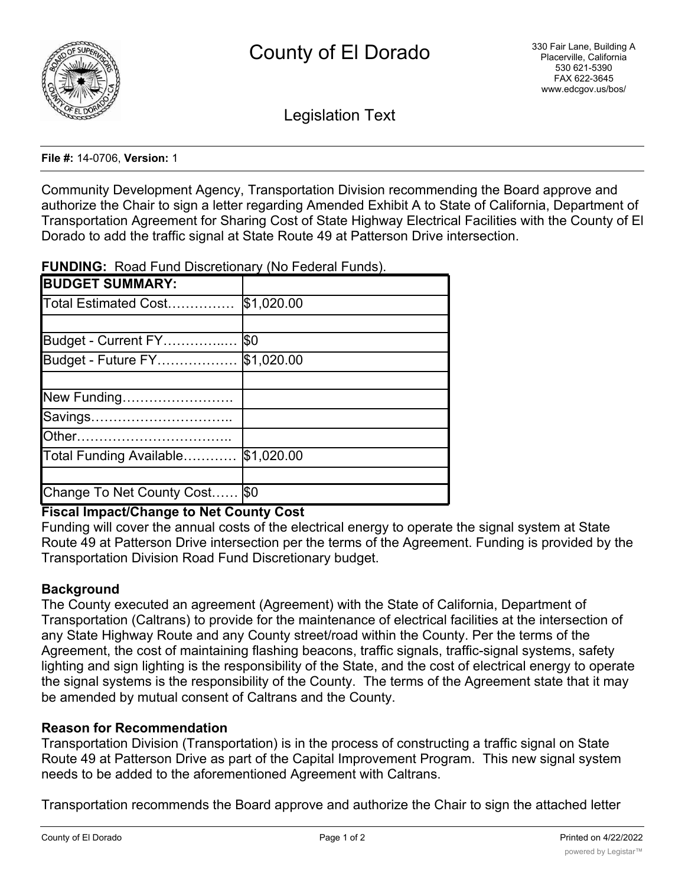# County of El Dorado

330 Fair Lane, Building A
Placerville, California
530 621-5390
FAX 622-3645
www.edcgov.us/bos/

## Legislation Text

**File #:** 14-0706, **Version:** 1

Community Development Agency, Transportation Division recommending the Board approve and authorize the Chair to sign a letter regarding Amended Exhibit A to State of California, Department of Transportation Agreement for Sharing Cost of State Highway Electrical Facilities with the County of El Dorado to add the traffic signal at State Route 49 at Patterson Drive intersection.

**FUNDING:** Road Fund Discretionary (No Federal Funds).

| **BUDGET SUMMARY:** | |
|---|---|
| Total Estimated Cost…………… | $1,020.00 |
| | |
| Budget - Current FY…………..… | $0 |
| Budget - Future FY……………… | $1,020.00 |
| | |
| New Funding……………………. | |
| Savings………………………….. | |
| Other…………………………….. | |
| Total Funding Available………… | $1,020.00 |
| | |
| Change To Net County Cost…… | $0 |

**Fiscal Impact/Change to Net County Cost**

Funding will cover the annual costs of the electrical energy to operate the signal system at State Route 49 at Patterson Drive intersection per the terms of the Agreement. Funding is provided by the Transportation Division Road Fund Discretionary budget.

**Background**

The County executed an agreement (Agreement) with the State of California, Department of Transportation (Caltrans) to provide for the maintenance of electrical facilities at the intersection of any State Highway Route and any County street/road within the County. Per the terms of the Agreement, the cost of maintaining flashing beacons, traffic signals, traffic-signal systems, safety lighting and sign lighting is the responsibility of the State, and the cost of electrical energy to operate the signal systems is the responsibility of the County. The terms of the Agreement state that it may be amended by mutual consent of Caltrans and the County.

**Reason for Recommendation**

Transportation Division (Transportation) is in the process of constructing a traffic signal on State Route 49 at Patterson Drive as part of the Capital Improvement Program. This new signal system needs to be added to the aforementioned Agreement with Caltrans.

Transportation recommends the Board approve and authorize the Chair to sign the attached letter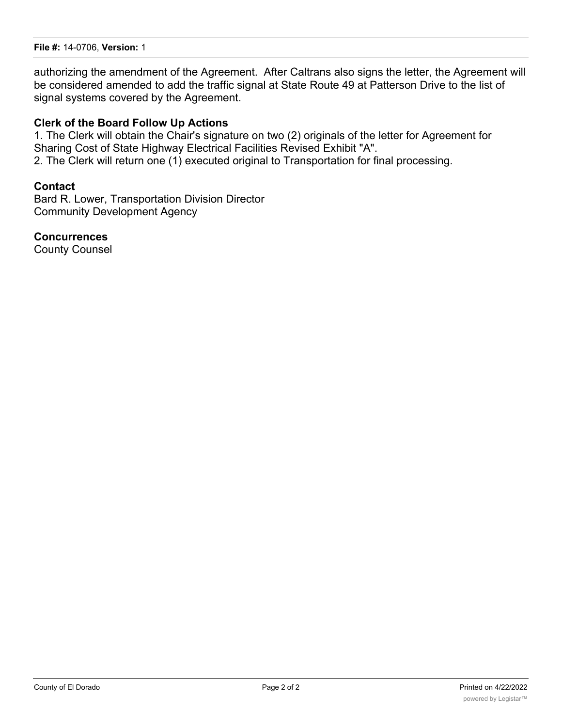authorizing the amendment of the Agreement. After Caltrans also signs the letter, the Agreement will be considered amended to add the traffic signal at State Route 49 at Patterson Drive to the list of signal systems covered by the Agreement.

## Clerk of the Board Follow Up Actions

1. The Clerk will obtain the Chair's signature on two (2) originals of the letter for Agreement for Sharing Cost of State Highway Electrical Facilities Revised Exhibit "A".
2. The Clerk will return one (1) executed original to Transportation for final processing.

## Contact

Bard R. Lower, Transportation Division Director
Community Development Agency

## Concurrences

County Counsel